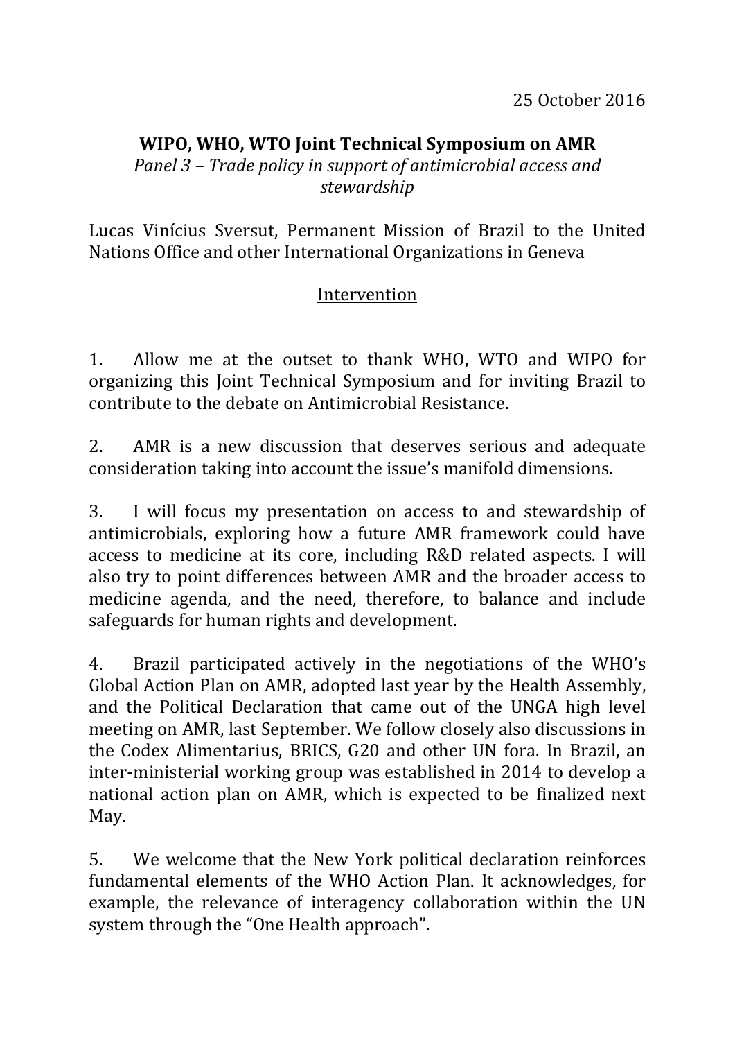25 October 2016

**WIPO, WHO, WTO Joint Technical Symposium on AMR**

*Panel 3 – Trade policy in support of antimicrobial access and stewardship*

Lucas Vinícius Sversut, Permanent Mission of Brazil to the United Nations Office and other International Organizations in Geneva

## Intervention

1. Allow me at the outset to thank WHO, WTO and WIPO for organizing this Joint Technical Symposium and for inviting Brazil to contribute to the debate on Antimicrobial Resistance.

2. AMR is a new discussion that deserves serious and adequate consideration taking into account the issue's manifold dimensions.

3. I will focus my presentation on access to and stewardship of antimicrobials, exploring how a future AMR framework could have access to medicine at its core, including R&D related aspects. I will also try to point differences between AMR and the broader access to medicine agenda, and the need, therefore, to balance and include safeguards for human rights and development.

4. Brazil participated actively in the negotiations of the WHO's Global Action Plan on AMR, adopted last year by the Health Assembly, and the Political Declaration that came out of the UNGA high level meeting on AMR, last September. We follow closely also discussions in the Codex Alimentarius, BRICS, G20 and other UN fora. In Brazil, an inter-ministerial working group was established in 2014 to develop a national action plan on AMR, which is expected to be finalized next May.

5. We welcome that the New York political declaration reinforces fundamental elements of the WHO Action Plan. It acknowledges, for example, the relevance of interagency collaboration within the UN system through the "One Health approach".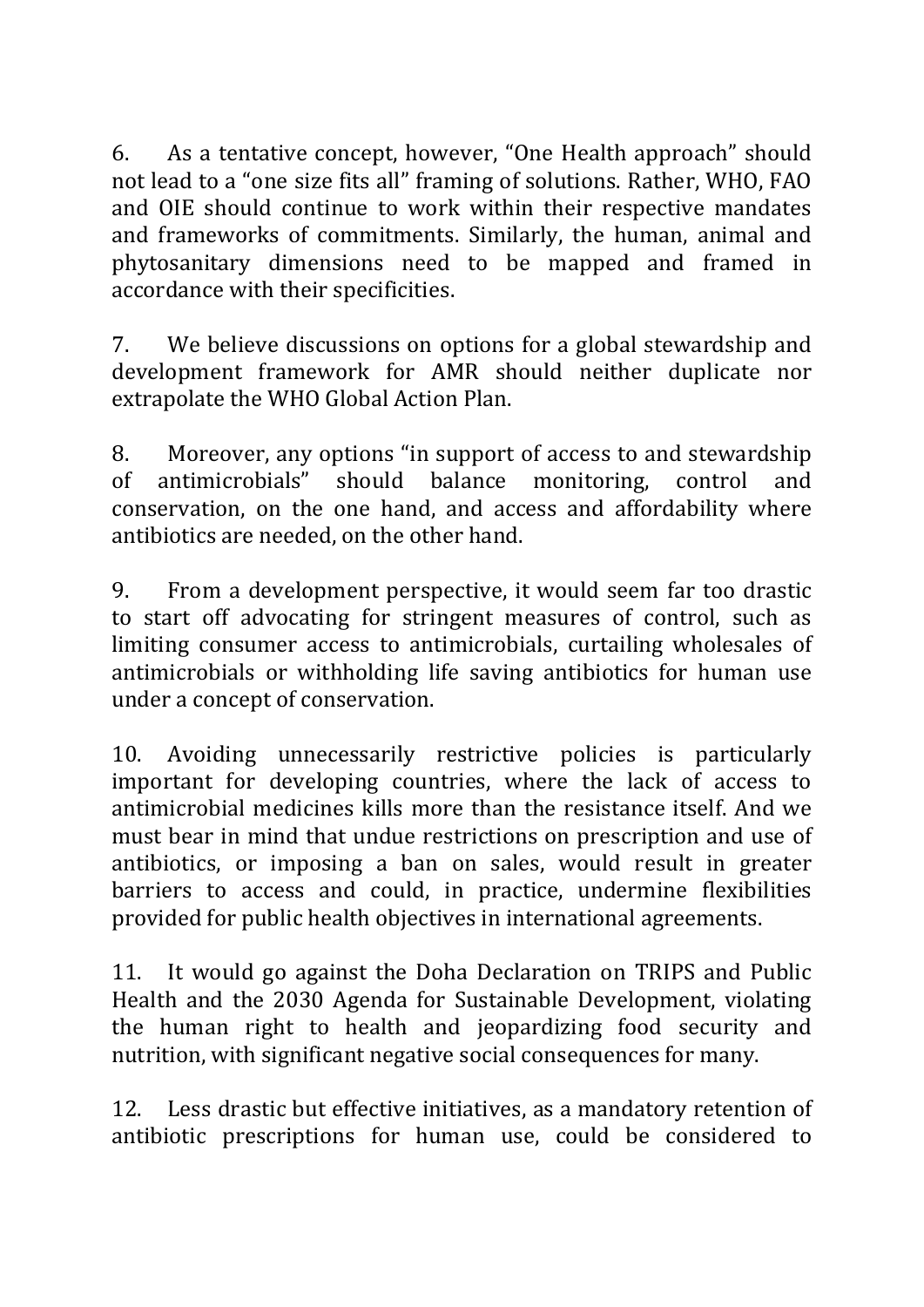6. As a tentative concept, however, “One Health approach” should not lead to a “one size fits all” framing of solutions. Rather, WHO, FAO and OIE should continue to work within their respective mandates and frameworks of commitments. Similarly, the human, animal and phytosanitary dimensions need to be mapped and framed in accordance with their specificities.

7. We believe discussions on options for a global stewardship and development framework for AMR should neither duplicate nor extrapolate the WHO Global Action Plan.

8. Moreover, any options “in support of access to and stewardship of antimicrobials” should balance monitoring, control and conservation, on the one hand, and access and affordability where antibiotics are needed, on the other hand.

9. From a development perspective, it would seem far too drastic to start off advocating for stringent measures of control, such as limiting consumer access to antimicrobials, curtailing wholesales of antimicrobials or withholding life saving antibiotics for human use under a concept of conservation.

10. Avoiding unnecessarily restrictive policies is particularly important for developing countries, where the lack of access to antimicrobial medicines kills more than the resistance itself. And we must bear in mind that undue restrictions on prescription and use of antibiotics, or imposing a ban on sales, would result in greater barriers to access and could, in practice, undermine flexibilities provided for public health objectives in international agreements.

11. It would go against the Doha Declaration on TRIPS and Public Health and the 2030 Agenda for Sustainable Development, violating the human right to health and jeopardizing food security and nutrition, with significant negative social consequences for many.

12. Less drastic but effective initiatives, as a mandatory retention of antibiotic prescriptions for human use, could be considered to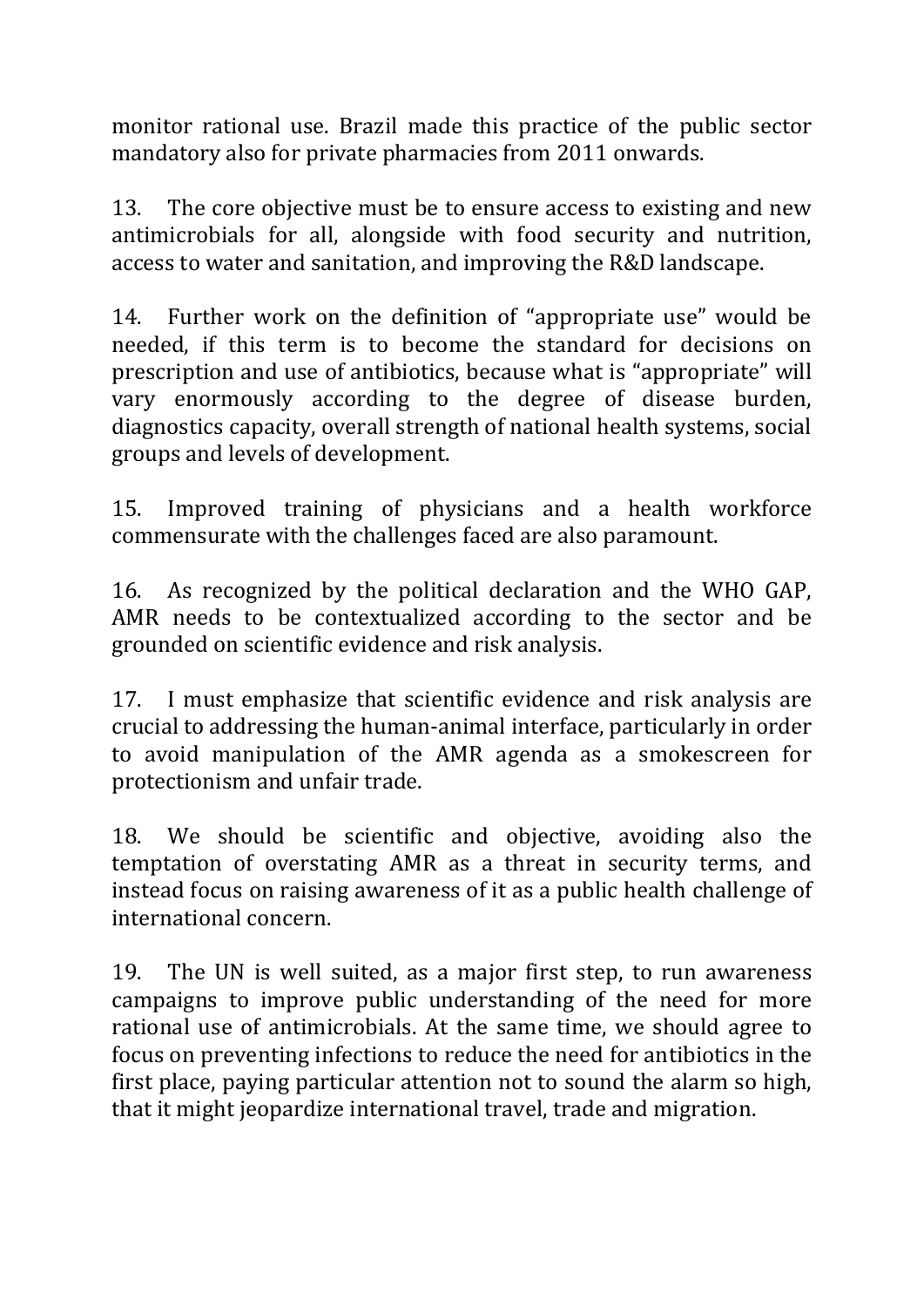monitor rational use. Brazil made this practice of the public sector mandatory also for private pharmacies from 2011 onwards.

13. The core objective must be to ensure access to existing and new antimicrobials for all, alongside with food security and nutrition, access to water and sanitation, and improving the R&D landscape.

14. Further work on the definition of "appropriate use" would be needed, if this term is to become the standard for decisions on prescription and use of antibiotics, because what is "appropriate" will vary enormously according to the degree of disease burden, diagnostics capacity, overall strength of national health systems, social groups and levels of development.

15. Improved training of physicians and a health workforce commensurate with the challenges faced are also paramount.

16. As recognized by the political declaration and the WHO GAP, AMR needs to be contextualized according to the sector and be grounded on scientific evidence and risk analysis.

17. I must emphasize that scientific evidence and risk analysis are crucial to addressing the human-animal interface, particularly in order to avoid manipulation of the AMR agenda as a smokescreen for protectionism and unfair trade.

18. We should be scientific and objective, avoiding also the temptation of overstating AMR as a threat in security terms, and instead focus on raising awareness of it as a public health challenge of international concern.

19. The UN is well suited, as a major first step, to run awareness campaigns to improve public understanding of the need for more rational use of antimicrobials. At the same time, we should agree to focus on preventing infections to reduce the need for antibiotics in the first place, paying particular attention not to sound the alarm so high, that it might jeopardize international travel, trade and migration.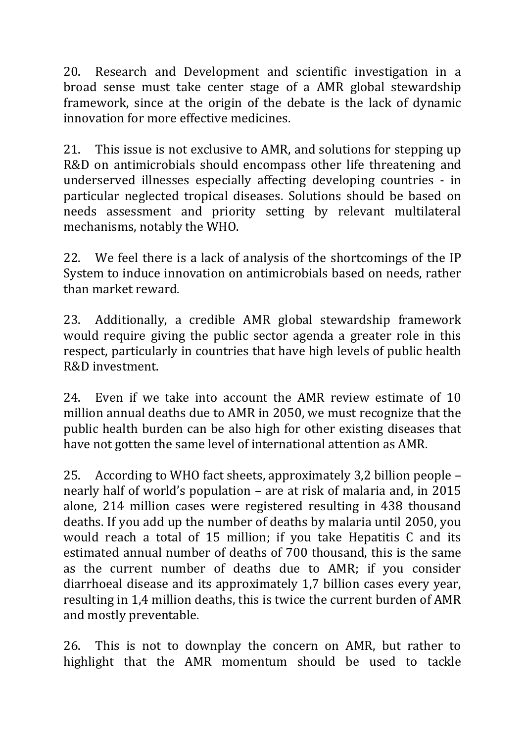20. Research and Development and scientific investigation in a broad sense must take center stage of a AMR global stewardship framework, since at the origin of the debate is the lack of dynamic innovation for more effective medicines.

21. This issue is not exclusive to AMR, and solutions for stepping up R&D on antimicrobials should encompass other life threatening and underserved illnesses especially affecting developing countries - in particular neglected tropical diseases. Solutions should be based on needs assessment and priority setting by relevant multilateral mechanisms, notably the WHO.

22. We feel there is a lack of analysis of the shortcomings of the IP System to induce innovation on antimicrobials based on needs, rather than market reward.

23. Additionally, a credible AMR global stewardship framework would require giving the public sector agenda a greater role in this respect, particularly in countries that have high levels of public health R&D investment.

24. Even if we take into account the AMR review estimate of 10 million annual deaths due to AMR in 2050, we must recognize that the public health burden can be also high for other existing diseases that have not gotten the same level of international attention as AMR.

25. According to WHO fact sheets, approximately 3,2 billion people – nearly half of world's population – are at risk of malaria and, in 2015 alone, 214 million cases were registered resulting in 438 thousand deaths. If you add up the number of deaths by malaria until 2050, you would reach a total of 15 million; if you take Hepatitis C and its estimated annual number of deaths of 700 thousand, this is the same as the current number of deaths due to AMR; if you consider diarrhoeal disease and its approximately 1,7 billion cases every year, resulting in 1,4 million deaths, this is twice the current burden of AMR and mostly preventable.

26. This is not to downplay the concern on AMR, but rather to highlight that the AMR momentum should be used to tackle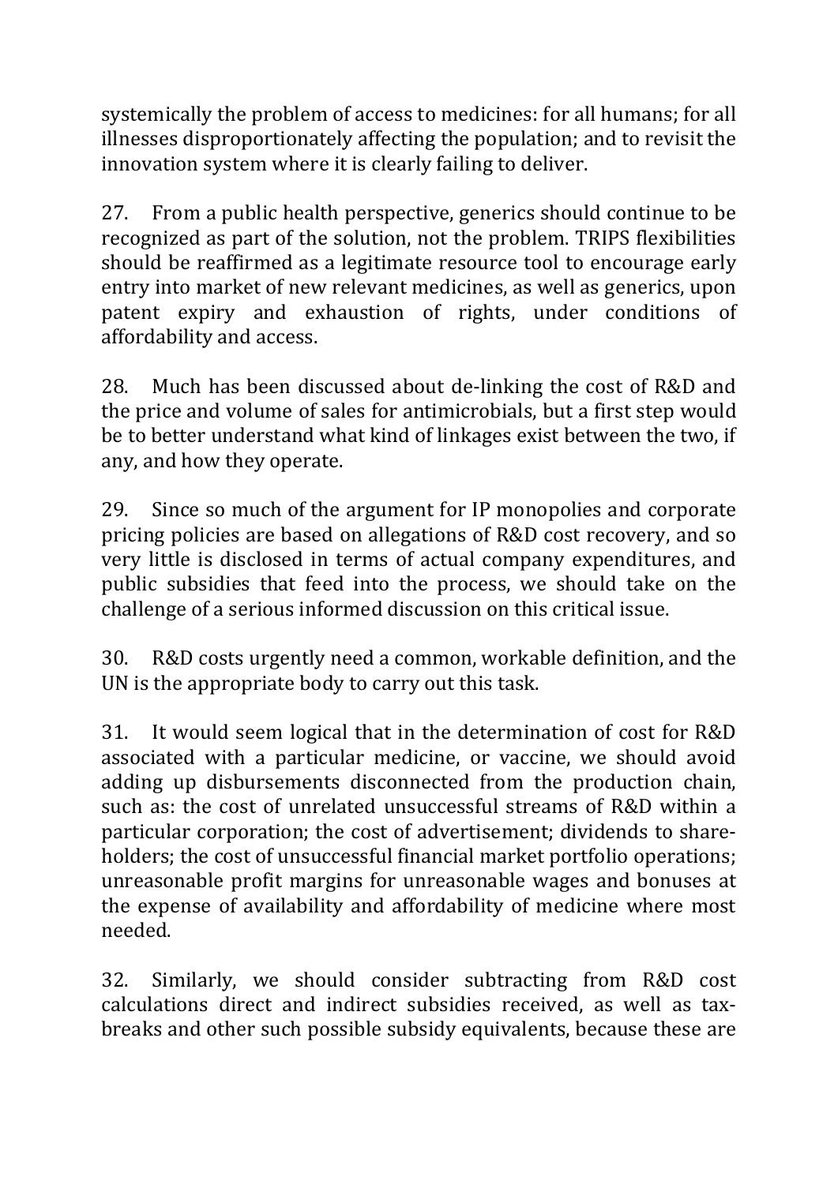systemically the problem of access to medicines: for all humans; for all illnesses disproportionately affecting the population; and to revisit the innovation system where it is clearly failing to deliver.

27. From a public health perspective, generics should continue to be recognized as part of the solution, not the problem. TRIPS flexibilities should be reaffirmed as a legitimate resource tool to encourage early entry into market of new relevant medicines, as well as generics, upon patent expiry and exhaustion of rights, under conditions of affordability and access.

28. Much has been discussed about de-linking the cost of R&D and the price and volume of sales for antimicrobials, but a first step would be to better understand what kind of linkages exist between the two, if any, and how they operate.

29. Since so much of the argument for IP monopolies and corporate pricing policies are based on allegations of R&D cost recovery, and so very little is disclosed in terms of actual company expenditures, and public subsidies that feed into the process, we should take on the challenge of a serious informed discussion on this critical issue.

30. R&D costs urgently need a common, workable definition, and the UN is the appropriate body to carry out this task.

31. It would seem logical that in the determination of cost for R&D associated with a particular medicine, or vaccine, we should avoid adding up disbursements disconnected from the production chain, such as: the cost of unrelated unsuccessful streams of R&D within a particular corporation; the cost of advertisement; dividends to shareholders; the cost of unsuccessful financial market portfolio operations; unreasonable profit margins for unreasonable wages and bonuses at the expense of availability and affordability of medicine where most needed.

32. Similarly, we should consider subtracting from R&D cost calculations direct and indirect subsidies received, as well as tax-breaks and other such possible subsidy equivalents, because these are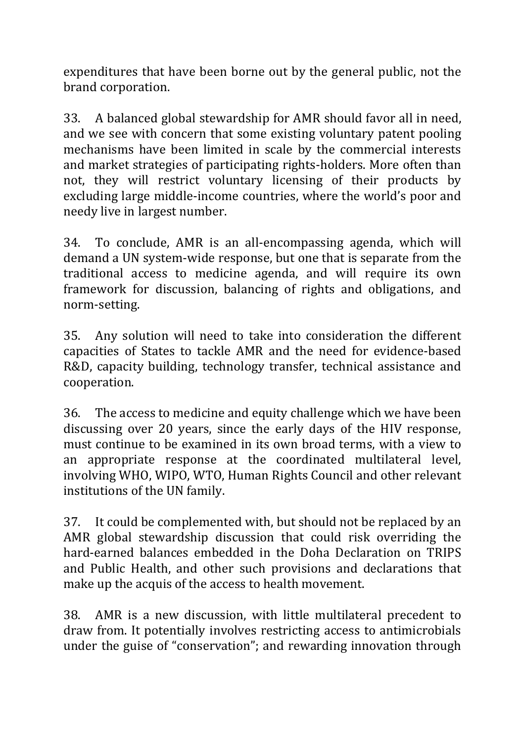expenditures that have been borne out by the general public, not the brand corporation.

33. A balanced global stewardship for AMR should favor all in need, and we see with concern that some existing voluntary patent pooling mechanisms have been limited in scale by the commercial interests and market strategies of participating rights-holders. More often than not, they will restrict voluntary licensing of their products by excluding large middle-income countries, where the world's poor and needy live in largest number.

34. To conclude, AMR is an all-encompassing agenda, which will demand a UN system-wide response, but one that is separate from the traditional access to medicine agenda, and will require its own framework for discussion, balancing of rights and obligations, and norm-setting.

35. Any solution will need to take into consideration the different capacities of States to tackle AMR and the need for evidence-based R&D, capacity building, technology transfer, technical assistance and cooperation.

36. The access to medicine and equity challenge which we have been discussing over 20 years, since the early days of the HIV response, must continue to be examined in its own broad terms, with a view to an appropriate response at the coordinated multilateral level, involving WHO, WIPO, WTO, Human Rights Council and other relevant institutions of the UN family.

37. It could be complemented with, but should not be replaced by an AMR global stewardship discussion that could risk overriding the hard-earned balances embedded in the Doha Declaration on TRIPS and Public Health, and other such provisions and declarations that make up the acquis of the access to health movement.

38. AMR is a new discussion, with little multilateral precedent to draw from. It potentially involves restricting access to antimicrobials under the guise of "conservation"; and rewarding innovation through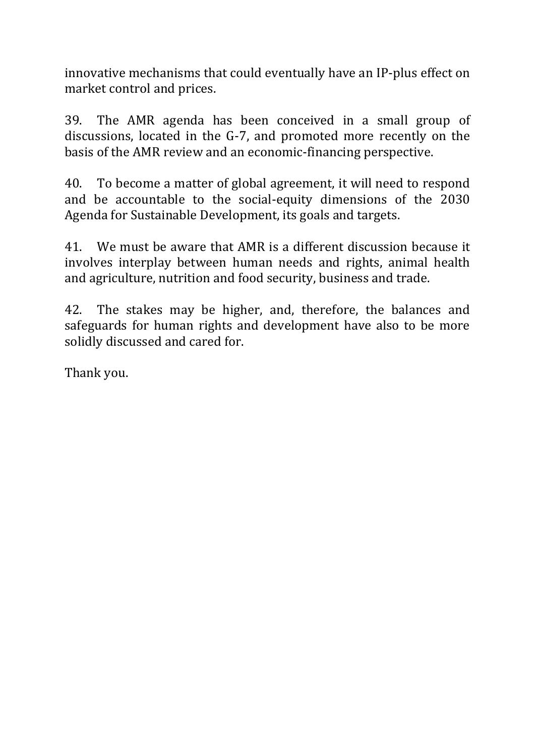innovative mechanisms that could eventually have an IP-plus effect on market control and prices.

39. The AMR agenda has been conceived in a small group of discussions, located in the G-7, and promoted more recently on the basis of the AMR review and an economic-financing perspective.

40. To become a matter of global agreement, it will need to respond and be accountable to the social-equity dimensions of the 2030 Agenda for Sustainable Development, its goals and targets.

41. We must be aware that AMR is a different discussion because it involves interplay between human needs and rights, animal health and agriculture, nutrition and food security, business and trade.

42. The stakes may be higher, and, therefore, the balances and safeguards for human rights and development have also to be more solidly discussed and cared for.

Thank you.